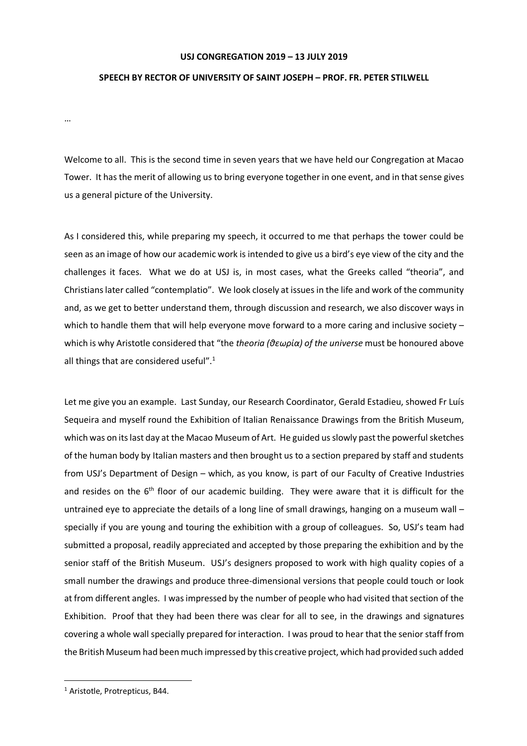**USJ CONGREGATION 2019 – 13 JULY 2019**

**SPEECH BY RECTOR OF UNIVERSITY OF SAINT JOSEPH – PROF. FR. PETER STILWELL**

…

Welcome to all. This is the second time in seven years that we have held our Congregation at Macao Tower. It has the merit of allowing us to bring everyone together in one event, and in that sense gives us a general picture of the University.

As I considered this, while preparing my speech, it occurred to me that perhaps the tower could be seen as an image of how our academic work is intended to give us a bird's eye view of the city and the challenges it faces. What we do at USJ is, in most cases, what the Greeks called "theoria", and Christians later called "contemplatio". We look closely at issues in the life and work of the community and, as we get to better understand them, through discussion and research, we also discover ways in which to handle them that will help everyone move forward to a more caring and inclusive society – which is why Aristotle considered that "the *theoria (θεωρία) of the universe* must be honoured above all things that are considered useful".[1]

Let me give you an example. Last Sunday, our Research Coordinator, Gerald Estadieu, showed Fr Luís Sequeira and myself round the Exhibition of Italian Renaissance Drawings from the British Museum, which was on its last day at the Macao Museum of Art. He guided us slowly past the powerful sketches of the human body by Italian masters and then brought us to a section prepared by staff and students from USJ's Department of Design – which, as you know, is part of our Faculty of Creative Industries and resides on the 6th floor of our academic building. They were aware that it is difficult for the untrained eye to appreciate the details of a long line of small drawings, hanging on a museum wall – specially if you are young and touring the exhibition with a group of colleagues. So, USJ's team had submitted a proposal, readily appreciated and accepted by those preparing the exhibition and by the senior staff of the British Museum. USJ's designers proposed to work with high quality copies of a small number the drawings and produce three-dimensional versions that people could touch or look at from different angles. I was impressed by the number of people who had visited that section of the Exhibition. Proof that they had been there was clear for all to see, in the drawings and signatures covering a whole wall specially prepared for interaction. I was proud to hear that the senior staff from the British Museum had been much impressed by this creative project, which had provided such added

[1] Aristotle, Protrepticus, B44.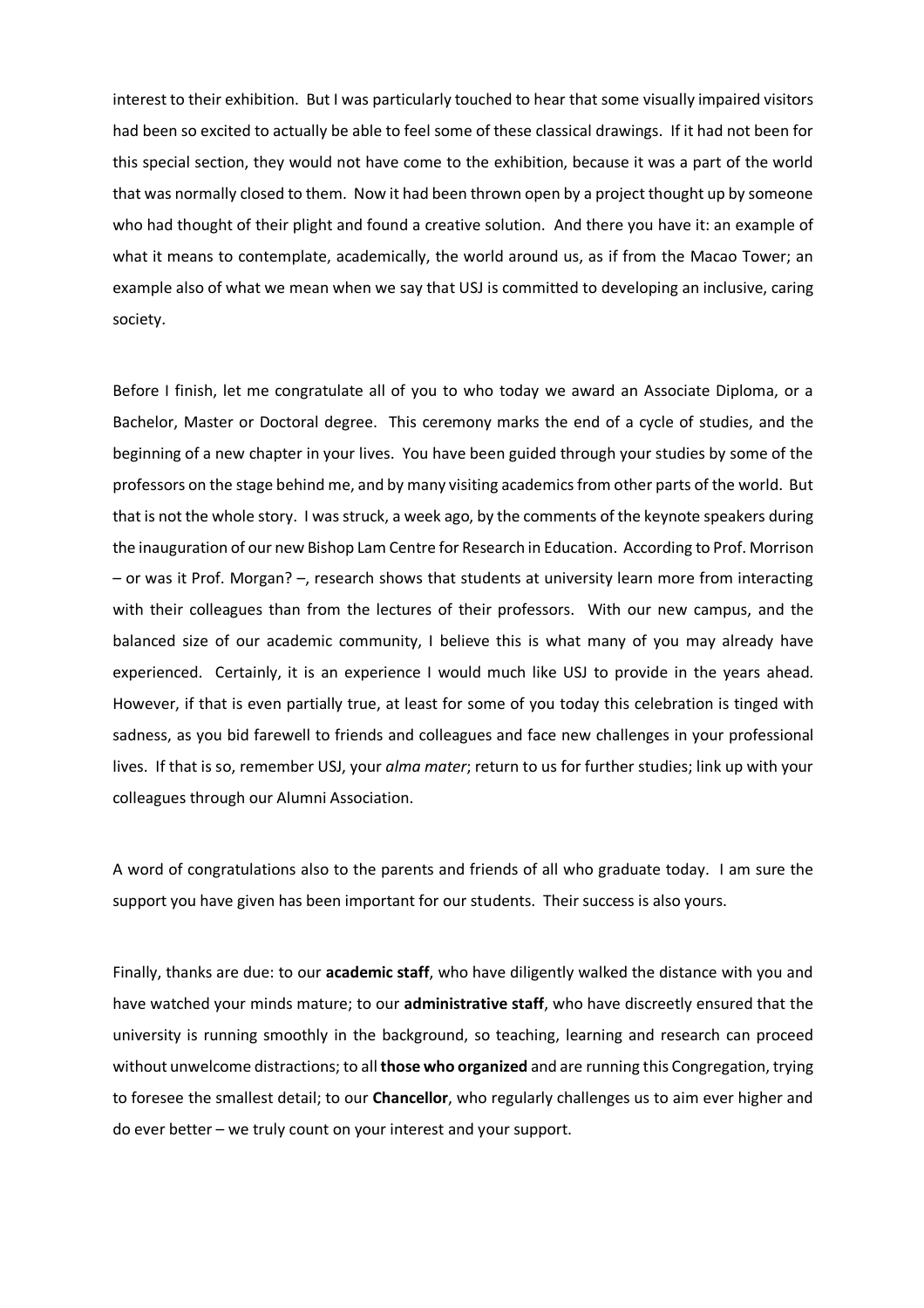interest to their exhibition. But I was particularly touched to hear that some visually impaired visitors had been so excited to actually be able to feel some of these classical drawings. If it had not been for this special section, they would not have come to the exhibition, because it was a part of the world that was normally closed to them. Now it had been thrown open by a project thought up by someone who had thought of their plight and found a creative solution. And there you have it: an example of what it means to contemplate, academically, the world around us, as if from the Macao Tower; an example also of what we mean when we say that USJ is committed to developing an inclusive, caring society.

Before I finish, let me congratulate all of you to who today we award an Associate Diploma, or a Bachelor, Master or Doctoral degree. This ceremony marks the end of a cycle of studies, and the beginning of a new chapter in your lives. You have been guided through your studies by some of the professors on the stage behind me, and by many visiting academics from other parts of the world. But that is not the whole story. I was struck, a week ago, by the comments of the keynote speakers during the inauguration of our new Bishop Lam Centre for Research in Education. According to Prof. Morrison – or was it Prof. Morgan? –, research shows that students at university learn more from interacting with their colleagues than from the lectures of their professors. With our new campus, and the balanced size of our academic community, I believe this is what many of you may already have experienced. Certainly, it is an experience I would much like USJ to provide in the years ahead. However, if that is even partially true, at least for some of you today this celebration is tinged with sadness, as you bid farewell to friends and colleagues and face new challenges in your professional lives. If that is so, remember USJ, your *alma mater*; return to us for further studies; link up with your colleagues through our Alumni Association.

A word of congratulations also to the parents and friends of all who graduate today. I am sure the support you have given has been important for our students. Their success is also yours.

Finally, thanks are due: to our **academic staff**, who have diligently walked the distance with you and have watched your minds mature; to our **administrative staff**, who have discreetly ensured that the university is running smoothly in the background, so teaching, learning and research can proceed without unwelcome distractions; to all **those who organized** and are running this Congregation, trying to foresee the smallest detail; to our **Chancellor**, who regularly challenges us to aim ever higher and do ever better – we truly count on your interest and your support.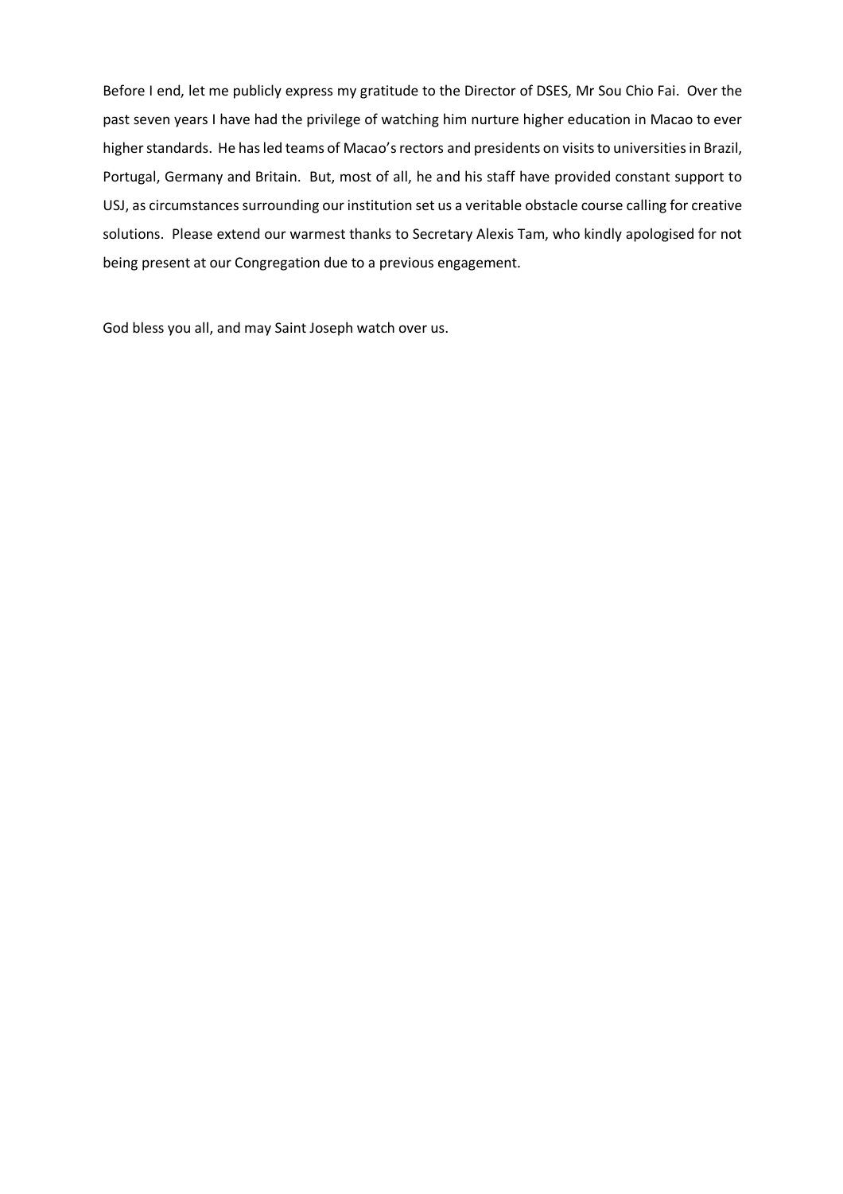Before I end, let me publicly express my gratitude to the Director of DSES, Mr Sou Chio Fai. Over the past seven years I have had the privilege of watching him nurture higher education in Macao to ever higher standards. He has led teams of Macao's rectors and presidents on visits to universities in Brazil, Portugal, Germany and Britain. But, most of all, he and his staff have provided constant support to USJ, as circumstances surrounding our institution set us a veritable obstacle course calling for creative solutions. Please extend our warmest thanks to Secretary Alexis Tam, who kindly apologised for not being present at our Congregation due to a previous engagement.

God bless you all, and may Saint Joseph watch over us.